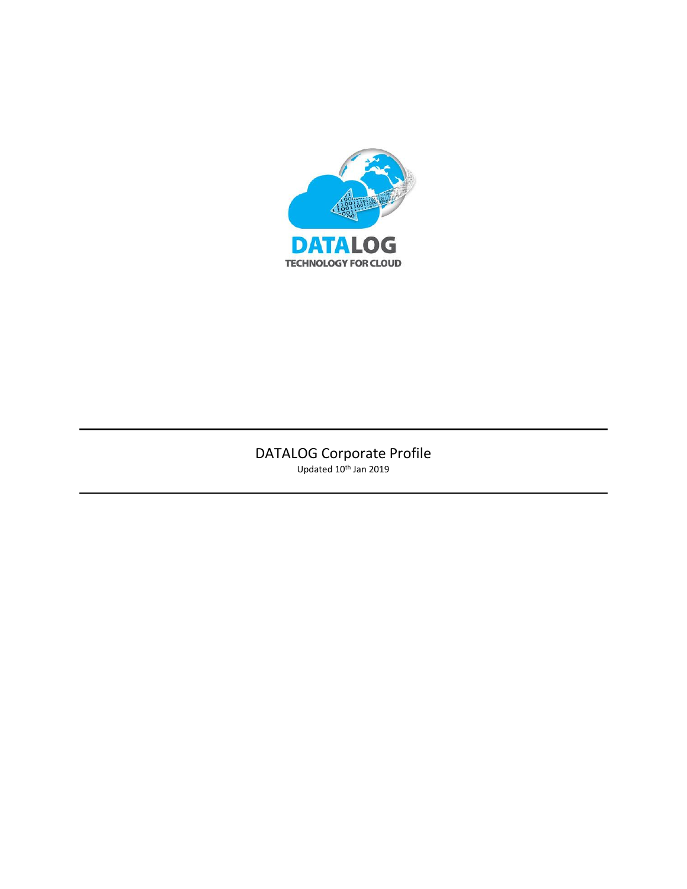DATALOG

TECHNOLOGY FOR CLOUD

# DATALOG Corporate Profile

Updated 10th Jan 2019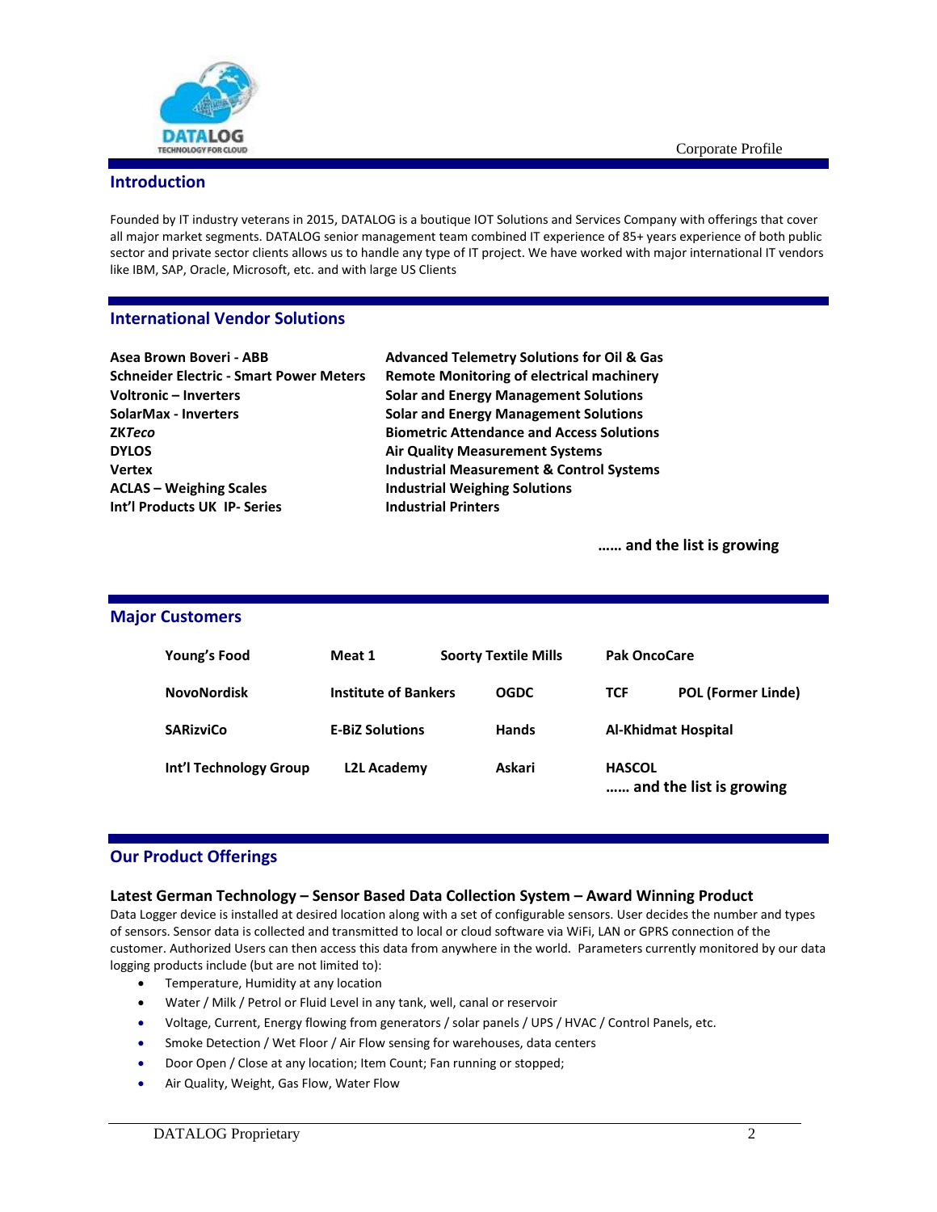## Introduction

Founded by IT industry veterans in 2015, DATALOG is a boutique IOT Solutions and Services Company with offerings that cover all major market segments. DATALOG senior management team combined IT experience of 85+ years experience of both public sector and private sector clients allows us to handle any type of IT project. We have worked with major international IT vendors like IBM, SAP, Oracle, Microsoft, etc. and with large US Clients

## International Vendor Solutions

| | |
|---|---|
| **Asea Brown Boveri - ABB** | **Advanced Telemetry Solutions for Oil & Gas** |
| **Schneider Electric - Smart Power Meters** | **Remote Monitoring of electrical machinery** |
| **Voltronic – Inverters** | **Solar and Energy Management Solutions** |
| **SolarMax - Inverters** | **Solar and Energy Management Solutions** |
| **ZK*Teco*** | **Biometric Attendance and Access Solutions** |
| **DYLOS** | **Air Quality Measurement Systems** |
| **Vertex** | **Industrial Measurement & Control Systems** |
| **ACLAS – Weighing Scales** | **Industrial Weighing Solutions** |
| **Int'l Products UK IP- Series** | **Industrial Printers** |

**…… and the list is growing**

## Major Customers

| | | | | |
|---|---|---|---|---|
| **Young's Food** | **Meat 1** | **Soorty Textile Mills** | **Pak OncoCare** | |
| **NovoNordisk** | **Institute of Bankers** | **OGDC** | **TCF** | **POL (Former Linde)** |
| **SARizviCo** | **E-BiZ Solutions** | **Hands** | **Al-Khidmat Hospital** | |
| **Int'l Technology Group** | **L2L Academy** | **Askari** | **HASCOL** | |

**…… and the list is growing**

## Our Product Offerings

### Latest German Technology – Sensor Based Data Collection System – Award Winning Product

Data Logger device is installed at desired location along with a set of configurable sensors. User decides the number and types of sensors. Sensor data is collected and transmitted to local or cloud software via WiFi, LAN or GPRS connection of the customer. Authorized Users can then access this data from anywhere in the world. Parameters currently monitored by our data logging products include (but are not limited to):

- Temperature, Humidity at any location
- Water / Milk / Petrol or Fluid Level in any tank, well, canal or reservoir
- Voltage, Current, Energy flowing from generators / solar panels / UPS / HVAC / Control Panels, etc.
- Smoke Detection / Wet Floor / Air Flow sensing for warehouses, data centers
- Door Open / Close at any location; Item Count; Fan running or stopped;
- Air Quality, Weight, Gas Flow, Water Flow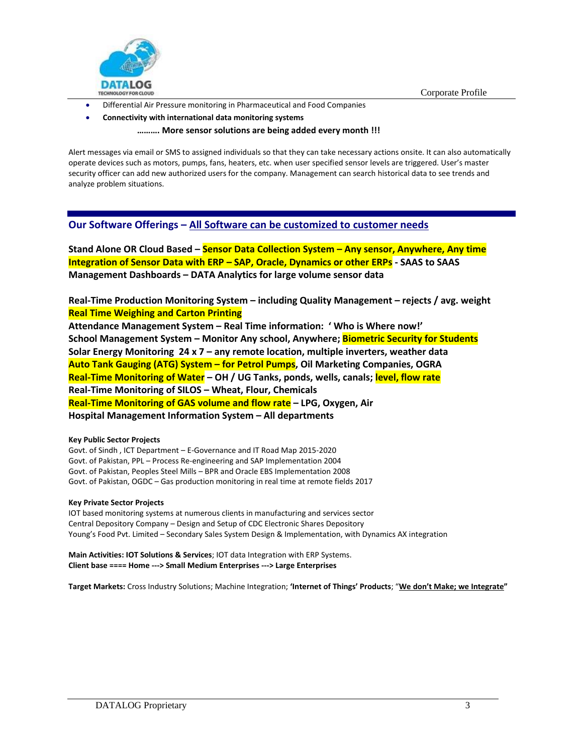- Differential Air Pressure monitoring in Pharmaceutical and Food Companies
- **Connectivity with international data monitoring systems**

**………. More sensor solutions are being added every month !!!**

Alert messages via email or SMS to assigned individuals so that they can take necessary actions onsite. It can also automatically operate devices such as motors, pumps, fans, heaters, etc. when user specified sensor levels are triggered. User's master security officer can add new authorized users for the company. Management can search historical data to see trends and analyze problem situations.

## Our Software Offerings – All Software can be customized to customer needs

**Stand Alone OR Cloud Based – Sensor Data Collection System – Any sensor, Anywhere, Any time**
**Integration of Sensor Data with ERP – SAP, Oracle, Dynamics or other ERPs - SAAS to SAAS**
**Management Dashboards – DATA Analytics for large volume sensor data**

**Real-Time Production Monitoring System – including Quality Management – rejects / avg. weight**
**Real Time Weighing and Carton Printing**
**Attendance Management System – Real Time information: ' Who is Where now!'**
**School Management System – Monitor Any school, Anywhere; Biometric Security for Students**
**Solar Energy Monitoring 24 x 7 – any remote location, multiple inverters, weather data**
**Auto Tank Gauging (ATG) System – for Petrol Pumps, Oil Marketing Companies, OGRA**
**Real-Time Monitoring of Water – OH / UG Tanks, ponds, wells, canals; level, flow rate**
**Real-Time Monitoring of SILOS – Wheat, Flour, Chemicals**
**Real-Time Monitoring of GAS volume and flow rate – LPG, Oxygen, Air**
**Hospital Management Information System – All departments**

**Key Public Sector Projects**
Govt. of Sindh , ICT Department – E-Governance and IT Road Map 2015-2020
Govt. of Pakistan, PPL – Process Re-engineering and SAP Implementation 2004
Govt. of Pakistan, Peoples Steel Mills – BPR and Oracle EBS Implementation 2008
Govt. of Pakistan, OGDC – Gas production monitoring in real time at remote fields 2017

**Key Private Sector Projects**
IOT based monitoring systems at numerous clients in manufacturing and services sector
Central Depository Company – Design and Setup of CDC Electronic Shares Depository
Young's Food Pvt. Limited – Secondary Sales System Design & Implementation, with Dynamics AX integration

**Main Activities: IOT Solutions & Services**; IOT data Integration with ERP Systems.
**Client base ==== Home ---> Small Medium Enterprises ---> Large Enterprises**

**Target Markets:** Cross Industry Solutions; Machine Integration; **'Internet of Things' Products**; "**We don't Make; we Integrate"**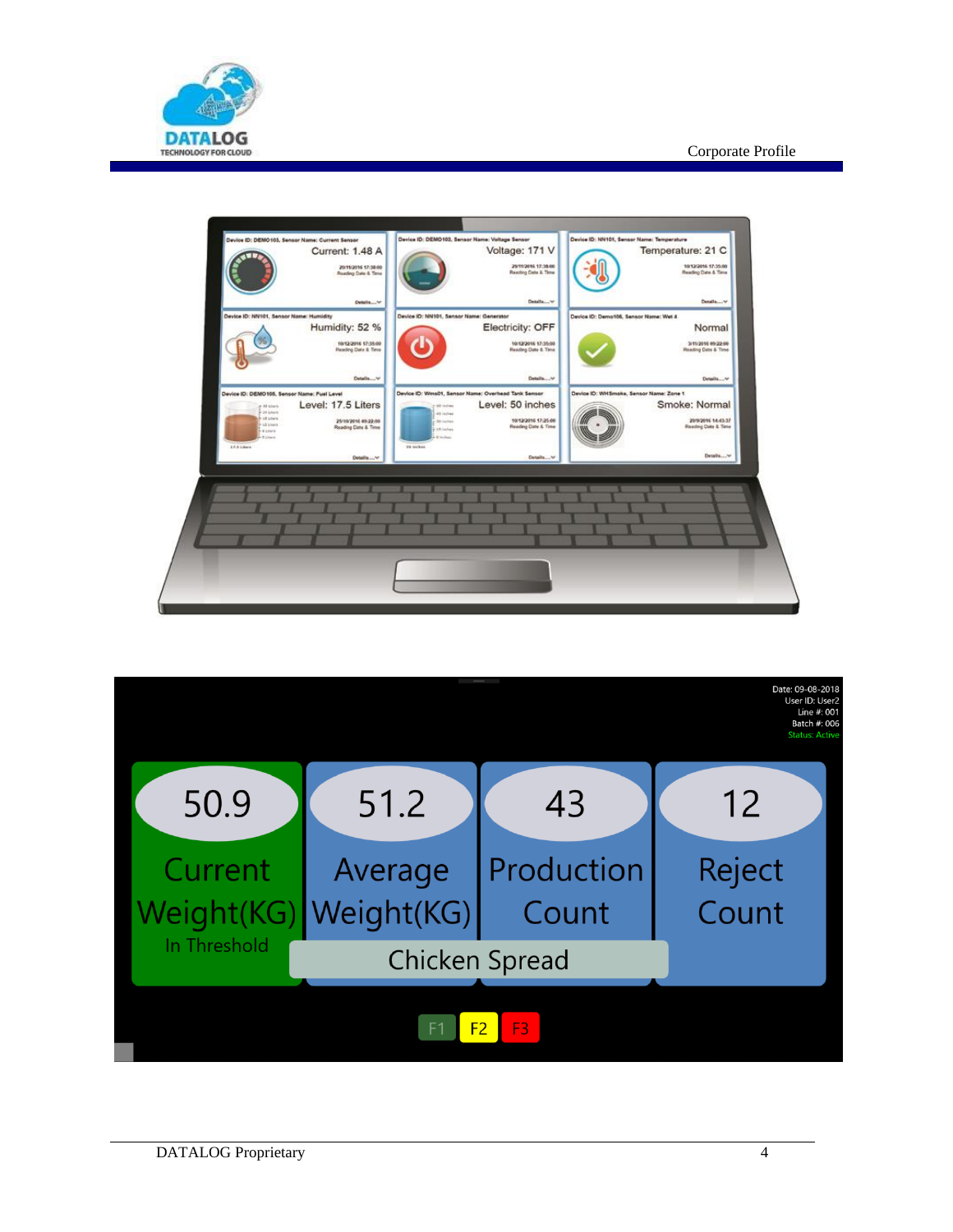Device ID: DEMO103, Sensor Name: Current Sensor
Current: 1.48 A

Device ID: DEMO103, Sensor Name: Voltage Sensor
Voltage: 171 V

Device ID: NN101, Sensor Name: Temperature
Temperature: 21 C

Device ID: NN101, Sensor Name: Humidity
Humidity: 52 %

Device ID: NN101, Sensor Name: Generator
Electricity: OFF

Device ID: Demo106, Sensor Name: Wet 4
Normal

Device ID: DEMO105, Sensor Name: Fuel Level
Level: 17.5 Liters

Device ID: Wms01, Sensor Name: Overhead Tank Sensor
Level: 50 inches

Device ID: WHSmoke, Sensor Name: Zone 1
Smoke: Normal

Date: 09-08-2018
User ID: User2
Line #: 001
Batch #: 006
Status: Active

50.9
Current Weight(KG)
In Threshold

51.2
Average Weight(KG)

43
Production Count

12
Reject Count

Chicken Spread

F1 F2 F3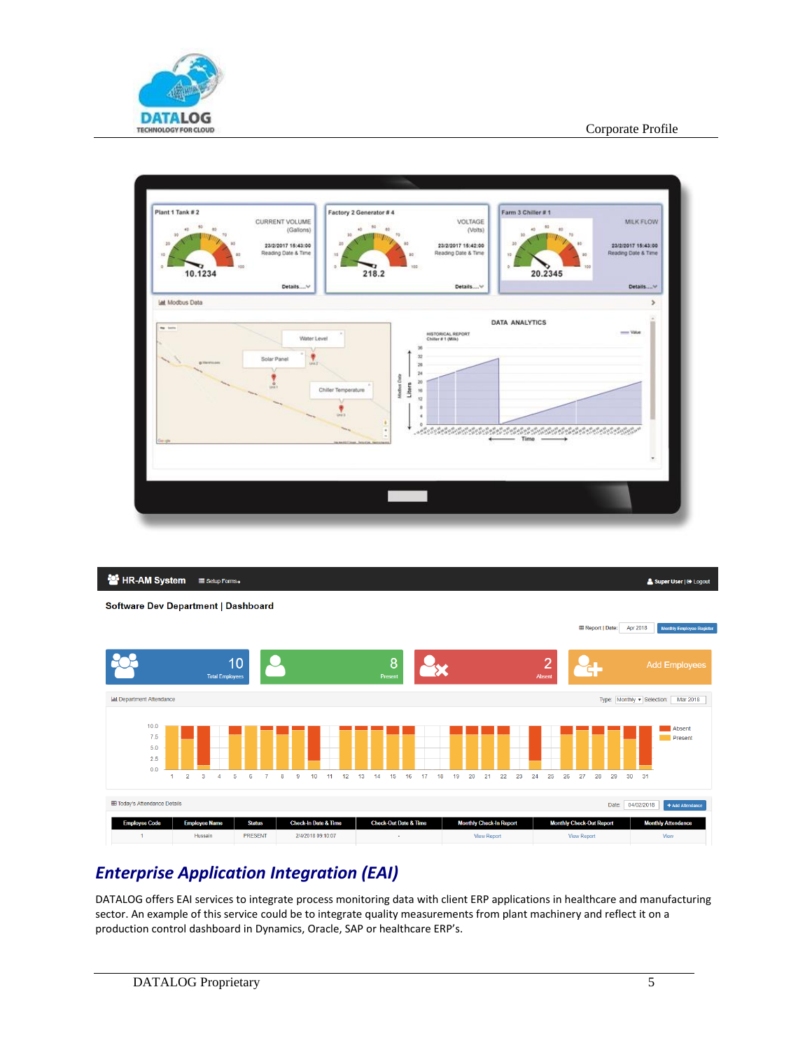## Enterprise Application Integration (EAI)

DATALOG offers EAI services to integrate process monitoring data with client ERP applications in healthcare and manufacturing sector. An example of this service could be to integrate quality measurements from plant machinery and reflect it on a production control dashboard in Dynamics, Oracle, SAP or healthcare ERP's.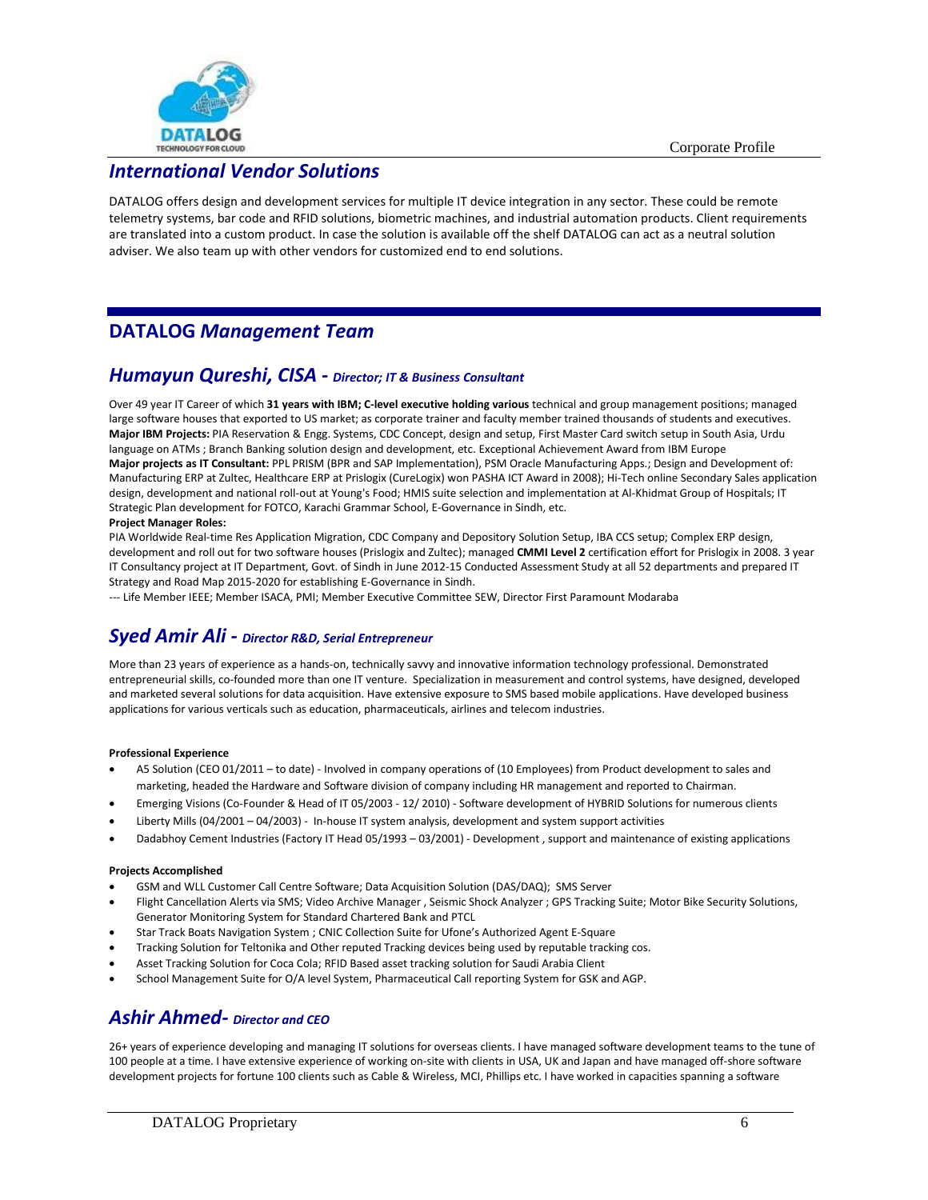## *International Vendor Solutions*

DATALOG offers design and development services for multiple IT device integration in any sector. These could be remote telemetry systems, bar code and RFID solutions, biometric machines, and industrial automation products. Client requirements are translated into a custom product. In case the solution is available off the shelf DATALOG can act as a neutral solution adviser. We also team up with other vendors for customized end to end solutions.

## DATALOG *Management Team*

### *Humayun Qureshi, CISA - Director; IT & Business Consultant*

Over 49 year IT Career of which **31 years with IBM; C-level executive holding various** technical and group management positions; managed large software houses that exported to US market; as corporate trainer and faculty member trained thousands of students and executives.
**Major IBM Projects:** PIA Reservation & Engg. Systems, CDC Concept, design and setup, First Master Card switch setup in South Asia, Urdu language on ATMs ; Branch Banking solution design and development, etc. Exceptional Achievement Award from IBM Europe
**Major projects as IT Consultant:** PPL PRISM (BPR and SAP Implementation), PSM Oracle Manufacturing Apps.; Design and Development of: Manufacturing ERP at Zultec, Healthcare ERP at Prislogix (CureLogix) won PASHA ICT Award in 2008); Hi-Tech online Secondary Sales application design, development and national roll-out at Young's Food; HMIS suite selection and implementation at Al-Khidmat Group of Hospitals; IT Strategic Plan development for FOTCO, Karachi Grammar School, E-Governance in Sindh, etc.
**Project Manager Roles:**
PIA Worldwide Real-time Res Application Migration, CDC Company and Depository Solution Setup, IBA CCS setup; Complex ERP design, development and roll out for two software houses (Prislogix and Zultec); managed **CMMI Level 2** certification effort for Prislogix in 2008. 3 year IT Consultancy project at IT Department, Govt. of Sindh in June 2012-15 Conducted Assessment Study at all 52 departments and prepared IT Strategy and Road Map 2015-2020 for establishing E-Governance in Sindh.
--- Life Member IEEE; Member ISACA, PMI; Member Executive Committee SEW, Director First Paramount Modaraba

### *Syed Amir Ali - Director R&D, Serial Entrepreneur*

More than 23 years of experience as a hands-on, technically savvy and innovative information technology professional. Demonstrated entrepreneurial skills, co-founded more than one IT venture. Specialization in measurement and control systems, have designed, developed and marketed several solutions for data acquisition. Have extensive exposure to SMS based mobile applications. Have developed business applications for various verticals such as education, pharmaceuticals, airlines and telecom industries.

**Professional Experience**

- A5 Solution (CEO 01/2011 – to date) - Involved in company operations of (10 Employees) from Product development to sales and marketing, headed the Hardware and Software division of company including HR management and reported to Chairman.
- Emerging Visions (Co-Founder & Head of IT 05/2003 - 12/ 2010) - Software development of HYBRID Solutions for numerous clients
- Liberty Mills (04/2001 – 04/2003) - In-house IT system analysis, development and system support activities
- Dadabhoy Cement Industries (Factory IT Head 05/1993 – 03/2001) - Development , support and maintenance of existing applications

**Projects Accomplished**

- GSM and WLL Customer Call Centre Software; Data Acquisition Solution (DAS/DAQ); SMS Server
- Flight Cancellation Alerts via SMS; Video Archive Manager , Seismic Shock Analyzer ; GPS Tracking Suite; Motor Bike Security Solutions, Generator Monitoring System for Standard Chartered Bank and PTCL
- Star Track Boats Navigation System ; CNIC Collection Suite for Ufone's Authorized Agent E-Square
- Tracking Solution for Teltonika and Other reputed Tracking devices being used by reputable tracking cos.
- Asset Tracking Solution for Coca Cola; RFID Based asset tracking solution for Saudi Arabia Client
- School Management Suite for O/A level System, Pharmaceutical Call reporting System for GSK and AGP.

### *Ashir Ahmed- Director and CEO*

26+ years of experience developing and managing IT solutions for overseas clients. I have managed software development teams to the tune of 100 people at a time. I have extensive experience of working on-site with clients in USA, UK and Japan and have managed off-shore software development projects for fortune 100 clients such as Cable & Wireless, MCI, Phillips etc. I have worked in capacities spanning a software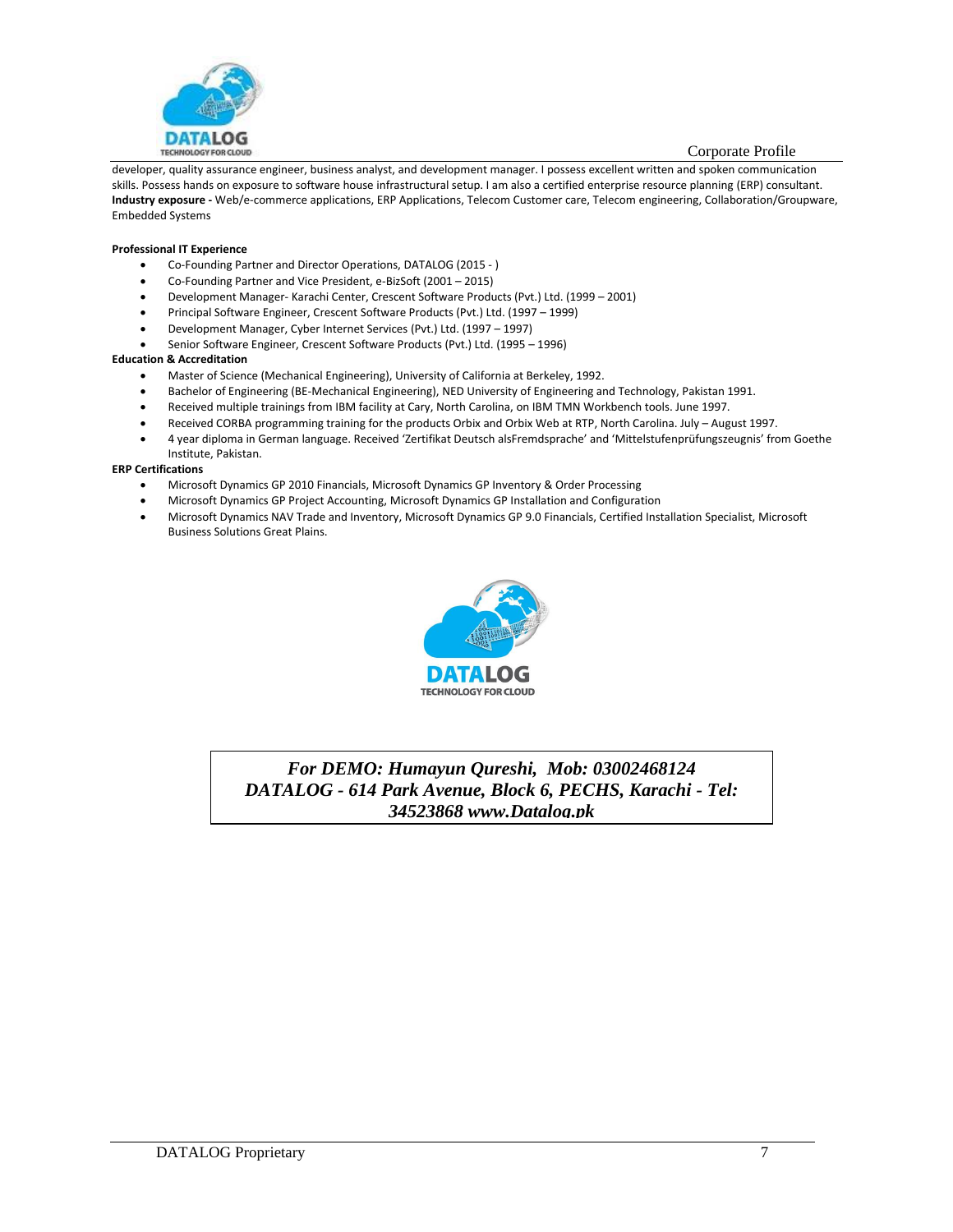developer, quality assurance engineer, business analyst, and development manager. I possess excellent written and spoken communication skills. Possess hands on exposure to software house infrastructural setup. I am also a certified enterprise resource planning (ERP) consultant. **Industry exposure -** Web/e-commerce applications, ERP Applications, Telecom Customer care, Telecom engineering, Collaboration/Groupware, Embedded Systems

**Professional IT Experience**

- Co-Founding Partner and Director Operations, DATALOG (2015 - )
- Co-Founding Partner and Vice President, e-BizSoft (2001 – 2015)
- Development Manager- Karachi Center, Crescent Software Products (Pvt.) Ltd. (1999 – 2001)
- Principal Software Engineer, Crescent Software Products (Pvt.) Ltd. (1997 – 1999)
- Development Manager, Cyber Internet Services (Pvt.) Ltd. (1997 – 1997)
- Senior Software Engineer, Crescent Software Products (Pvt.) Ltd. (1995 – 1996)

**Education & Accreditation**

- Master of Science (Mechanical Engineering), University of California at Berkeley, 1992.
- Bachelor of Engineering (BE-Mechanical Engineering), NED University of Engineering and Technology, Pakistan 1991.
- Received multiple trainings from IBM facility at Cary, North Carolina, on IBM TMN Workbench tools. June 1997.
- Received CORBA programming training for the products Orbix and Orbix Web at RTP, North Carolina. July – August 1997.
- 4 year diploma in German language. Received 'Zertifikat Deutsch alsFremdsprache' and 'Mittelstufenprüfungszeugnis' from Goethe Institute, Pakistan.

**ERP Certifications**

- Microsoft Dynamics GP 2010 Financials, Microsoft Dynamics GP Inventory & Order Processing
- Microsoft Dynamics GP Project Accounting, Microsoft Dynamics GP Installation and Configuration
- Microsoft Dynamics NAV Trade and Inventory, Microsoft Dynamics GP 9.0 Financials, Certified Installation Specialist, Microsoft Business Solutions Great Plains.

DATALOG
TECHNOLOGY FOR CLOUD

***For DEMO: Humayun Qureshi, Mob: 03002468124***
***DATALOG - 614 Park Avenue, Block 6, PECHS, Karachi - Tel: 34523868 www.Datalog.pk***